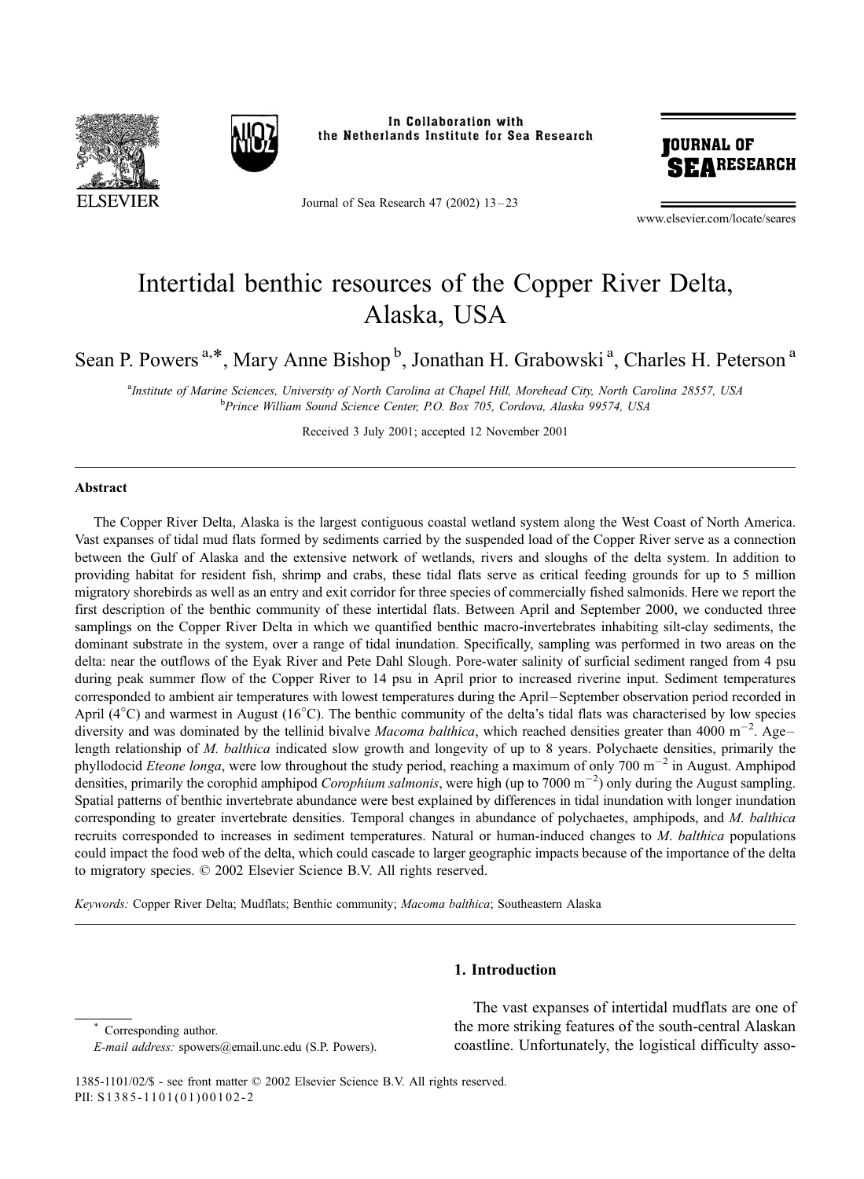# Intertidal benthic resources of the Copper River Delta, Alaska, USA

Sean P. Powers[a,*], Mary Anne Bishop[b], Jonathan H. Grabowski[a], Charles H. Peterson[a]

[a]Institute of Marine Sciences, University of North Carolina at Chapel Hill, Morehead City, North Carolina 28557, USA
[b]Prince William Sound Science Center, P.O. Box 705, Cordova, Alaska 99574, USA

Received 3 July 2001; accepted 12 November 2001

## Abstract

The Copper River Delta, Alaska is the largest contiguous coastal wetland system along the West Coast of North America. Vast expanses of tidal mud flats formed by sediments carried by the suspended load of the Copper River serve as a connection between the Gulf of Alaska and the extensive network of wetlands, rivers and sloughs of the delta system. In addition to providing habitat for resident fish, shrimp and crabs, these tidal flats serve as critical feeding grounds for up to 5 million migratory shorebirds as well as an entry and exit corridor for three species of commercially fished salmonids. Here we report the first description of the benthic community of these intertidal flats. Between April and September 2000, we conducted three samplings on the Copper River Delta in which we quantified benthic macro-invertebrates inhabiting silt-clay sediments, the dominant substrate in the system, over a range of tidal inundation. Specifically, sampling was performed in two areas on the delta: near the outflows of the Eyak River and Pete Dahl Slough. Pore-water salinity of surficial sediment ranged from 4 psu during peak summer flow of the Copper River to 14 psu in April prior to increased riverine input. Sediment temperatures corresponded to ambient air temperatures with lowest temperatures during the April–September observation period recorded in April (4°C) and warmest in August (16°C). The benthic community of the delta's tidal flats was characterised by low species diversity and was dominated by the tellinid bivalve *Macoma balthica*, which reached densities greater than 4000 $m^{-2}$. Age–length relationship of *M. balthica* indicated slow growth and longevity of up to 8 years. Polychaete densities, primarily the phyllodocid *Eteone longa*, were low throughout the study period, reaching a maximum of only 700 $m^{-2}$ in August. Amphipod densities, primarily the corophid amphipod *Corophium salmonis*, were high (up to 7000 $m^{-2}$) only during the August sampling. Spatial patterns of benthic invertebrate abundance were best explained by differences in tidal inundation with longer inundation corresponding to greater invertebrate densities. Temporal changes in abundance of polychaetes, amphipods, and *M. balthica* recruits corresponded to increases in sediment temperatures. Natural or human-induced changes to *M. balthica* populations could impact the food web of the delta, which could cascade to larger geographic impacts because of the importance of the delta to migratory species. © 2002 Elsevier Science B.V. All rights reserved.

*Keywords:* Copper River Delta; Mudflats; Benthic community; *Macoma balthica*; Southeastern Alaska

## 1. Introduction

The vast expanses of intertidal mudflats are one of the more striking features of the south-central Alaskan coastline. Unfortunately, the logistical difficulty asso-

\* Corresponding author.
*E-mail address:* spowers@email.unc.edu (S.P. Powers).

1385-1101/02/$ - see front matter © 2002 Elsevier Science B.V. All rights reserved.
PII: S1385-1101(01)00102-2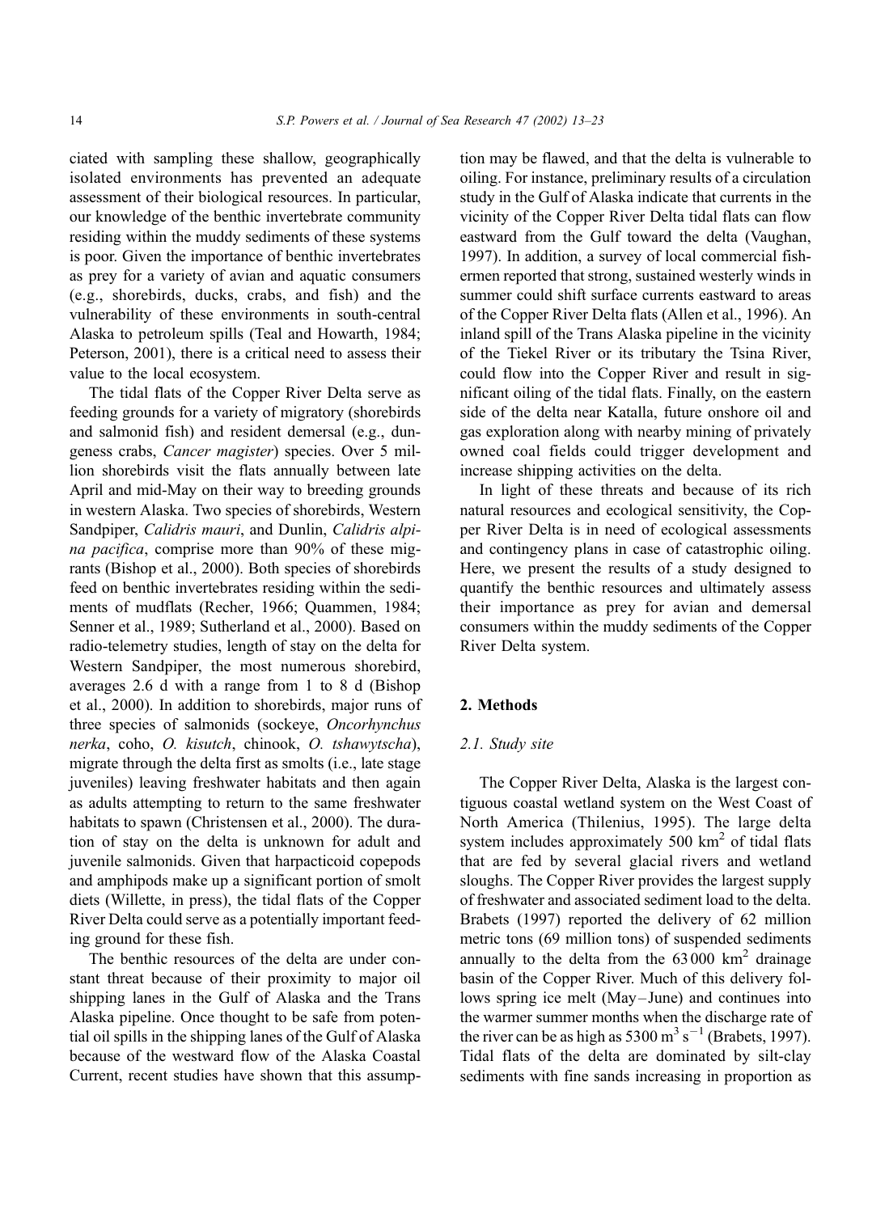ciated with sampling these shallow, geographically isolated environments has prevented an adequate assessment of their biological resources. In particular, our knowledge of the benthic invertebrate community residing within the muddy sediments of these systems is poor. Given the importance of benthic invertebrates as prey for a variety of avian and aquatic consumers (e.g., shorebirds, ducks, crabs, and fish) and the vulnerability of these environments in south-central Alaska to petroleum spills (Teal and Howarth, 1984; Peterson, 2001), there is a critical need to assess their value to the local ecosystem.

The tidal flats of the Copper River Delta serve as feeding grounds for a variety of migratory (shorebirds and salmonid fish) and resident demersal (e.g., dungeness crabs, *Cancer magister*) species. Over 5 million shorebirds visit the flats annually between late April and mid-May on their way to breeding grounds in western Alaska. Two species of shorebirds, Western Sandpiper, *Calidris mauri*, and Dunlin, *Calidris alpina pacifica*, comprise more than 90% of these migrants (Bishop et al., 2000). Both species of shorebirds feed on benthic invertebrates residing within the sediments of mudflats (Recher, 1966; Quammen, 1984; Senner et al., 1989; Sutherland et al., 2000). Based on radio-telemetry studies, length of stay on the delta for Western Sandpiper, the most numerous shorebird, averages 2.6 d with a range from 1 to 8 d (Bishop et al., 2000). In addition to shorebirds, major runs of three species of salmonids (sockeye, *Oncorhynchus nerka*, coho, *O. kisutch*, chinook, *O. tshawytscha*), migrate through the delta first as smolts (i.e., late stage juveniles) leaving freshwater habitats and then again as adults attempting to return to the same freshwater habitats to spawn (Christensen et al., 2000). The duration of stay on the delta is unknown for adult and juvenile salmonids. Given that harpacticoid copepods and amphipods make up a significant portion of smolt diets (Willette, in press), the tidal flats of the Copper River Delta could serve as a potentially important feeding ground for these fish.

The benthic resources of the delta are under constant threat because of their proximity to major oil shipping lanes in the Gulf of Alaska and the Trans Alaska pipeline. Once thought to be safe from potential oil spills in the shipping lanes of the Gulf of Alaska because of the westward flow of the Alaska Coastal Current, recent studies have shown that this assumption may be flawed, and that the delta is vulnerable to oiling. For instance, preliminary results of a circulation study in the Gulf of Alaska indicate that currents in the vicinity of the Copper River Delta tidal flats can flow eastward from the Gulf toward the delta (Vaughan, 1997). In addition, a survey of local commercial fishermen reported that strong, sustained westerly winds in summer could shift surface currents eastward to areas of the Copper River Delta flats (Allen et al., 1996). An inland spill of the Trans Alaska pipeline in the vicinity of the Tiekel River or its tributary the Tsina River, could flow into the Copper River and result in significant oiling of the tidal flats. Finally, on the eastern side of the delta near Katalla, future onshore oil and gas exploration along with nearby mining of privately owned coal fields could trigger development and increase shipping activities on the delta.

In light of these threats and because of its rich natural resources and ecological sensitivity, the Copper River Delta is in need of ecological assessments and contingency plans in case of catastrophic oiling. Here, we present the results of a study designed to quantify the benthic resources and ultimately assess their importance as prey for avian and demersal consumers within the muddy sediments of the Copper River Delta system.

## 2. Methods

### 2.1. Study site

The Copper River Delta, Alaska is the largest contiguous coastal wetland system on the West Coast of North America (Thilenius, 1995). The large delta system includes approximately 500 $km^2$ of tidal flats that are fed by several glacial rivers and wetland sloughs. The Copper River provides the largest supply of freshwater and associated sediment load to the delta. Brabets (1997) reported the delivery of 62 million metric tons (69 million tons) of suspended sediments annually to the delta from the 63 000 $km^2$ drainage basin of the Copper River. Much of this delivery follows spring ice melt (May–June) and continues into the warmer summer months when the discharge rate of the river can be as high as 5300 $m^3 s^{-1}$ (Brabets, 1997). Tidal flats of the delta are dominated by silt-clay sediments with fine sands increasing in proportion as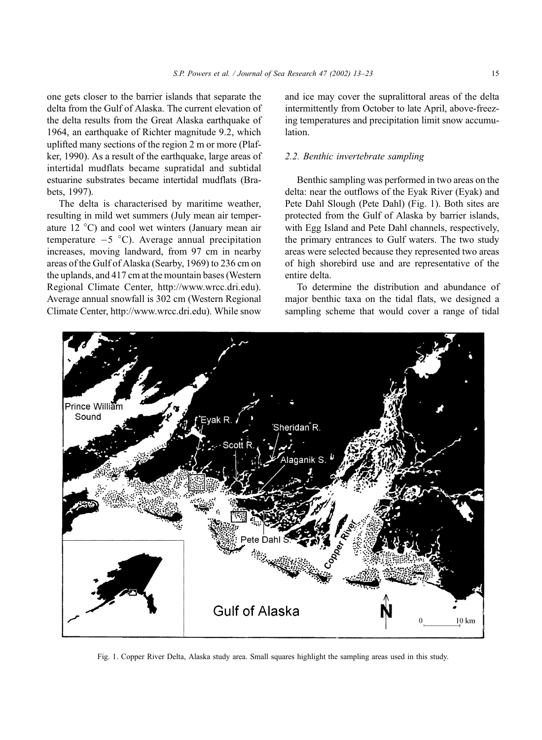one gets closer to the barrier islands that separate the delta from the Gulf of Alaska. The current elevation of the delta results from the Great Alaska earthquake of 1964, an earthquake of Richter magnitude 9.2, which uplifted many sections of the region 2 m or more (Plafker, 1990). As a result of the earthquake, large areas of intertidal mudflats became supratidal and subtidal estuarine substrates became intertidal mudflats (Brabets, 1997).

The delta is characterised by maritime weather, resulting in mild wet summers (July mean air temperature 12 °C) and cool wet winters (January mean air temperature −5 °C). Average annual precipitation increases, moving landward, from 97 cm in nearby areas of the Gulf of Alaska (Searby, 1969) to 236 cm on the uplands, and 417 cm at the mountain bases (Western Regional Climate Center, http://www.wrcc.dri.edu). Average annual snowfall is 302 cm (Western Regional Climate Center, http://www.wrcc.dri.edu). While snow and ice may cover the supralittoral areas of the delta intermittently from October to late April, above-freezing temperatures and precipitation limit snow accumulation.

### 2.2. Benthic invertebrate sampling

Benthic sampling was performed in two areas on the delta: near the outflows of the Eyak River (Eyak) and Pete Dahl Slough (Pete Dahl) (Fig. 1). Both sites are protected from the Gulf of Alaska by barrier islands, with Egg Island and Pete Dahl channels, respectively, the primary entrances to Gulf waters. The two study areas were selected because they represented two areas of high shorebird use and are representative of the entire delta.

To determine the distribution and abundance of major benthic taxa on the tidal flats, we designed a sampling scheme that would cover a range of tidal

Fig. 1. Copper River Delta, Alaska study area. Small squares highlight the sampling areas used in this study.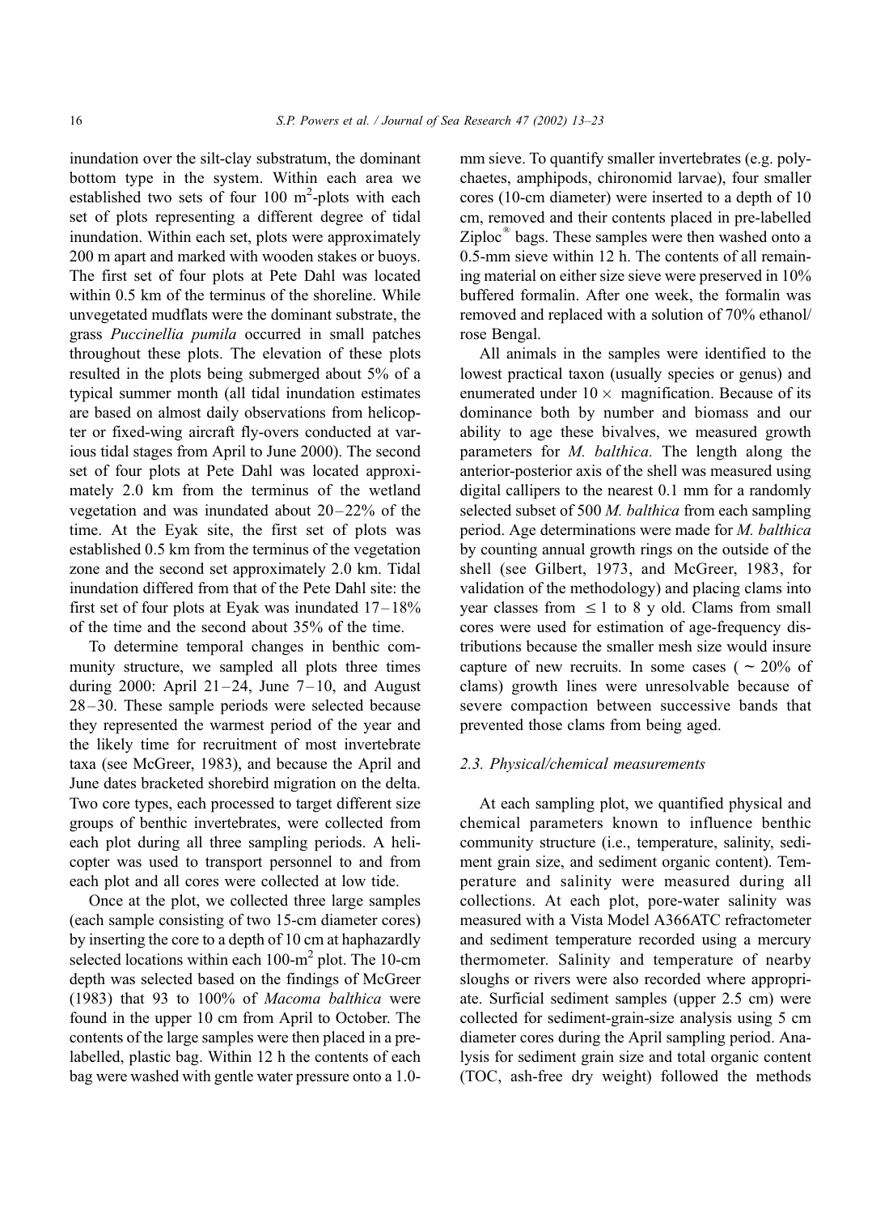inundation over the silt-clay substratum, the dominant bottom type in the system. Within each area we established two sets of four 100 m$^2$-plots with each set of plots representing a different degree of tidal inundation. Within each set, plots were approximately 200 m apart and marked with wooden stakes or buoys. The first set of four plots at Pete Dahl was located within 0.5 km of the terminus of the shoreline. While unvegetated mudflats were the dominant substrate, the grass *Puccinellia pumila* occurred in small patches throughout these plots. The elevation of these plots resulted in the plots being submerged about 5% of a typical summer month (all tidal inundation estimates are based on almost daily observations from helicopter or fixed-wing aircraft fly-overs conducted at various tidal stages from April to June 2000). The second set of four plots at Pete Dahl was located approximately 2.0 km from the terminus of the wetland vegetation and was inundated about 20–22% of the time. At the Eyak site, the first set of plots was established 0.5 km from the terminus of the vegetation zone and the second set approximately 2.0 km. Tidal inundation differed from that of the Pete Dahl site: the first set of four plots at Eyak was inundated 17–18% of the time and the second about 35% of the time.

To determine temporal changes in benthic community structure, we sampled all plots three times during 2000: April 21–24, June 7–10, and August 28–30. These sample periods were selected because they represented the warmest period of the year and the likely time for recruitment of most invertebrate taxa (see McGreer, 1983), and because the April and June dates bracketed shorebird migration on the delta. Two core types, each processed to target different size groups of benthic invertebrates, were collected from each plot during all three sampling periods. A helicopter was used to transport personnel to and from each plot and all cores were collected at low tide.

Once at the plot, we collected three large samples (each sample consisting of two 15-cm diameter cores) by inserting the core to a depth of 10 cm at haphazardly selected locations within each 100-m$^2$ plot. The 10-cm depth was selected based on the findings of McGreer (1983) that 93 to 100% of *Macoma balthica* were found in the upper 10 cm from April to October. The contents of the large samples were then placed in a pre-labelled, plastic bag. Within 12 h the contents of each bag were washed with gentle water pressure onto a 1.0-mm sieve. To quantify smaller invertebrates (e.g. polychaetes, amphipods, chironomid larvae), four smaller cores (10-cm diameter) were inserted to a depth of 10 cm, removed and their contents placed in pre-labelled Ziploc® bags. These samples were then washed onto a 0.5-mm sieve within 12 h. The contents of all remaining material on either size sieve were preserved in 10% buffered formalin. After one week, the formalin was removed and replaced with a solution of 70% ethanol/rose Bengal.

All animals in the samples were identified to the lowest practical taxon (usually species or genus) and enumerated under 10 × magnification. Because of its dominance both by number and biomass and our ability to age these bivalves, we measured growth parameters for *M. balthica.* The length along the anterior-posterior axis of the shell was measured using digital callipers to the nearest 0.1 mm for a randomly selected subset of 500 *M. balthica* from each sampling period. Age determinations were made for *M. balthica* by counting annual growth rings on the outside of the shell (see Gilbert, 1973, and McGreer, 1983, for validation of the methodology) and placing clams into year classes from ≤ 1 to 8 y old. Clams from small cores were used for estimation of age-frequency distributions because the smaller mesh size would insure capture of new recruits. In some cases ( ~ 20% of clams) growth lines were unresolvable because of severe compaction between successive bands that prevented those clams from being aged.

### 2.3. Physical/chemical measurements

At each sampling plot, we quantified physical and chemical parameters known to influence benthic community structure (i.e., temperature, salinity, sediment grain size, and sediment organic content). Temperature and salinity were measured during all collections. At each plot, pore-water salinity was measured with a Vista Model A366ATC refractometer and sediment temperature recorded using a mercury thermometer. Salinity and temperature of nearby sloughs or rivers were also recorded where appropriate. Surficial sediment samples (upper 2.5 cm) were collected for sediment-grain-size analysis using 5 cm diameter cores during the April sampling period. Analysis for sediment grain size and total organic content (TOC, ash-free dry weight) followed the methods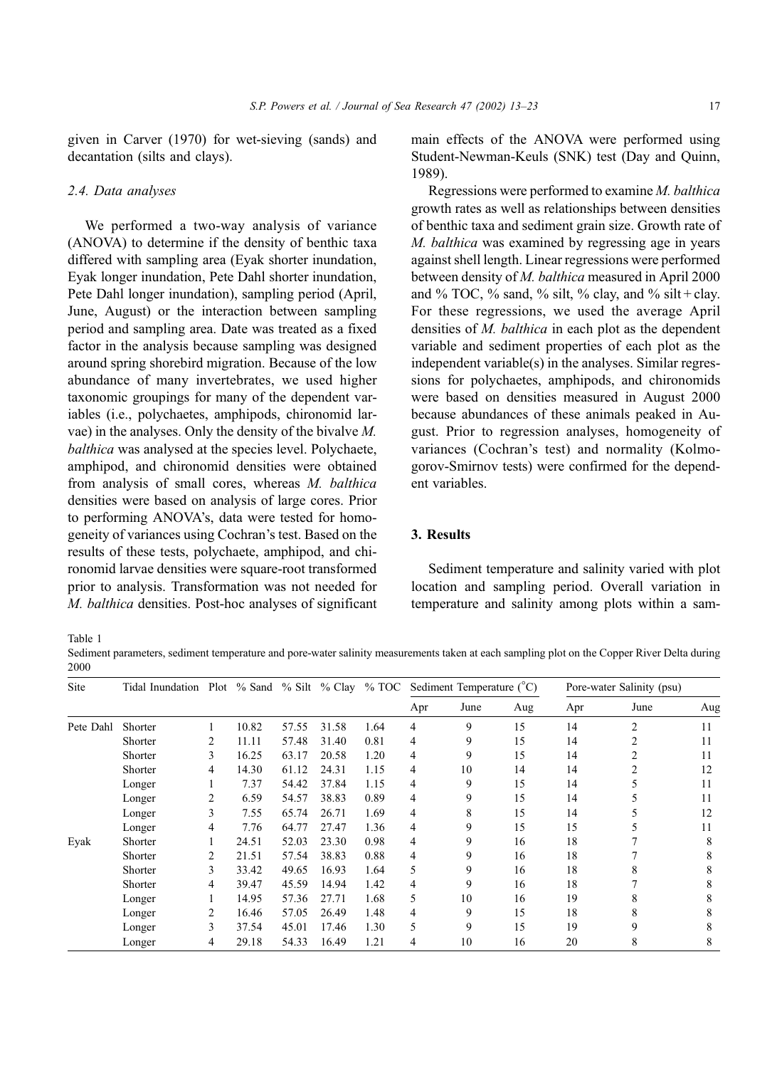given in Carver (1970) for wet-sieving (sands) and decantation (silts and clays).

### 2.4. Data analyses

We performed a two-way analysis of variance (ANOVA) to determine if the density of benthic taxa differed with sampling area (Eyak shorter inundation, Eyak longer inundation, Pete Dahl shorter inundation, Pete Dahl longer inundation), sampling period (April, June, August) or the interaction between sampling period and sampling area. Date was treated as a fixed factor in the analysis because sampling was designed around spring shorebird migration. Because of the low abundance of many invertebrates, we used higher taxonomic groupings for many of the dependent variables (i.e., polychaetes, amphipods, chironomid larvae) in the analyses. Only the density of the bivalve *M. balthica* was analysed at the species level. Polychaete, amphipod, and chironomid densities were obtained from analysis of small cores, whereas *M. balthica* densities were based on analysis of large cores. Prior to performing ANOVA's, data were tested for homogeneity of variances using Cochran's test. Based on the results of these tests, polychaete, amphipod, and chironomid larvae densities were square-root transformed prior to analysis. Transformation was not needed for *M. balthica* densities. Post-hoc analyses of significant main effects of the ANOVA were performed using Student-Newman-Keuls (SNK) test (Day and Quinn, 1989).

Regressions were performed to examine *M. balthica* growth rates as well as relationships between densities of benthic taxa and sediment grain size. Growth rate of *M. balthica* was examined by regressing age in years against shell length. Linear regressions were performed between density of *M. balthica* measured in April 2000 and % TOC, % sand, % silt, % clay, and % silt + clay. For these regressions, we used the average April densities of *M. balthica* in each plot as the dependent variable and sediment properties of each plot as the independent variable(s) in the analyses. Similar regressions for polychaetes, amphipods, and chironomids were based on densities measured in August 2000 because abundances of these animals peaked in August. Prior to regression analyses, homogeneity of variances (Cochran's test) and normality (Kolmogorov-Smirnov tests) were confirmed for the dependent variables.

## 3. Results

Sediment temperature and salinity varied with plot location and sampling period. Overall variation in temperature and salinity among plots within a sam-

Table 1
Sediment parameters, sediment temperature and pore-water salinity measurements taken at each sampling plot on the Copper River Delta during 2000

| Site | Tidal Inundation | Plot | % Sand | % Silt | % Clay | % TOC | Sediment Temperature (°C) | | | Pore-water Salinity (psu) | | |
|---|---|---|---|---|---|---|---|---|---|---|---|---|
| | | | | | | | Apr | June | Aug | Apr | June | Aug |
| Pete Dahl | Shorter | 1 | 10.82 | 57.55 | 31.58 | 1.64 | 4 | 9 | 15 | 14 | 2 | 11 |
| | Shorter | 2 | 11.11 | 57.48 | 31.40 | 0.81 | 4 | 9 | 15 | 14 | 2 | 11 |
| | Shorter | 3 | 16.25 | 63.17 | 20.58 | 1.20 | 4 | 9 | 15 | 14 | 2 | 11 |
| | Shorter | 4 | 14.30 | 61.12 | 24.31 | 1.15 | 4 | 10 | 14 | 14 | 2 | 12 |
| | Longer | 1 | 7.37 | 54.42 | 37.84 | 1.15 | 4 | 9 | 15 | 14 | 5 | 11 |
| | Longer | 2 | 6.59 | 54.57 | 38.83 | 0.89 | 4 | 9 | 15 | 14 | 5 | 11 |
| | Longer | 3 | 7.55 | 65.74 | 26.71 | 1.69 | 4 | 8 | 15 | 14 | 5 | 12 |
| | Longer | 4 | 7.76 | 64.77 | 27.47 | 1.36 | 4 | 9 | 15 | 15 | 5 | 11 |
| Eyak | Shorter | 1 | 24.51 | 52.03 | 23.30 | 0.98 | 4 | 9 | 16 | 18 | 7 | 8 |
| | Shorter | 2 | 21.51 | 57.54 | 38.83 | 0.88 | 4 | 9 | 16 | 18 | 7 | 8 |
| | Shorter | 3 | 33.42 | 49.65 | 16.93 | 1.64 | 5 | 9 | 16 | 18 | 8 | 8 |
| | Shorter | 4 | 39.47 | 45.59 | 14.94 | 1.42 | 4 | 9 | 16 | 18 | 7 | 8 |
| | Longer | 1 | 14.95 | 57.36 | 27.71 | 1.68 | 5 | 10 | 16 | 19 | 8 | 8 |
| | Longer | 2 | 16.46 | 57.05 | 26.49 | 1.48 | 4 | 9 | 15 | 18 | 8 | 8 |
| | Longer | 3 | 37.54 | 45.01 | 17.46 | 1.30 | 5 | 9 | 15 | 19 | 9 | 8 |
| | Longer | 4 | 29.18 | 54.33 | 16.49 | 1.21 | 4 | 10 | 16 | 20 | 8 | 8 |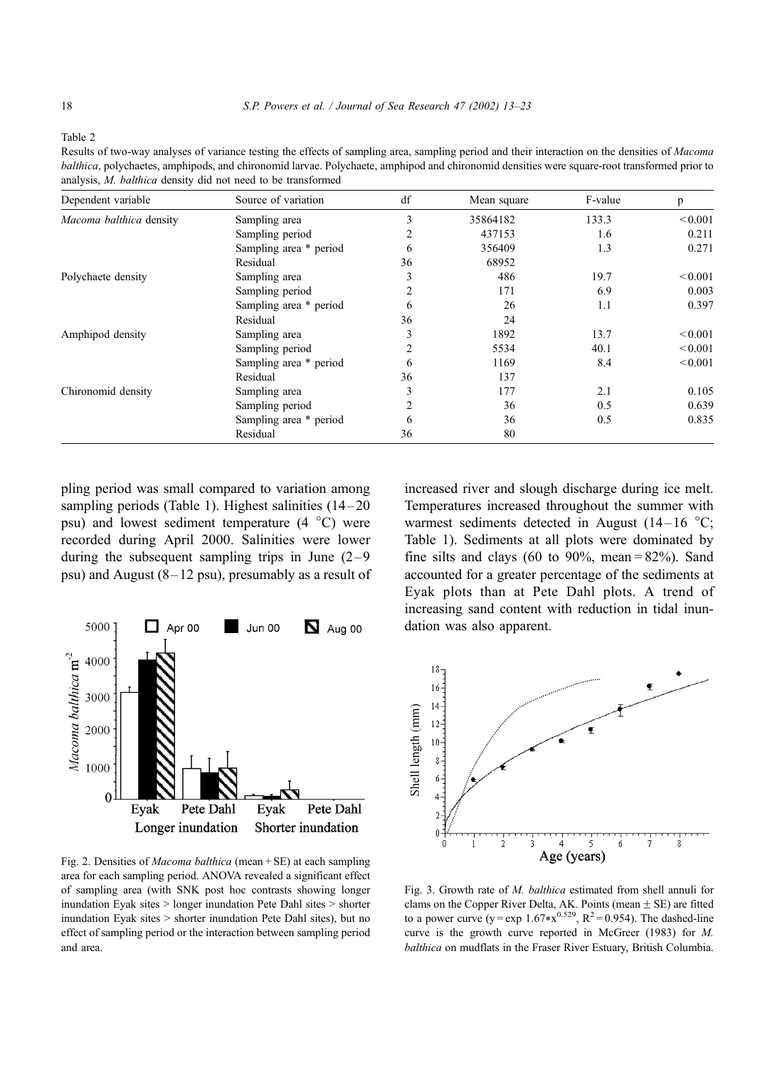Table 2

Results of two-way analyses of variance testing the effects of sampling area, sampling period and their interaction on the densities of *Macoma balthica*, polychaetes, amphipods, and chironomid larvae. Polychaete, amphipod and chironomid densities were square-root transformed prior to analysis, *M. balthica* density did not need to be transformed

| Dependent variable | Source of variation | df | Mean square | F-value | p |
|---|---|---|---|---|---|
| *Macoma balthica* density | Sampling area | 3 | 35864182 | 133.3 | < 0.001 |
| | Sampling period | 2 | 437153 | 1.6 | 0.211 |
| | Sampling area * period | 6 | 356409 | 1.3 | 0.271 |
| | Residual | 36 | 68952 | | |
| Polychaete density | Sampling area | 3 | 486 | 19.7 | < 0.001 |
| | Sampling period | 2 | 171 | 6.9 | 0.003 |
| | Sampling area * period | 6 | 26 | 1.1 | 0.397 |
| | Residual | 36 | 24 | | |
| Amphipod density | Sampling area | 3 | 1892 | 13.7 | < 0.001 |
| | Sampling period | 2 | 5534 | 40.1 | < 0.001 |
| | Sampling area * period | 6 | 1169 | 8.4 | < 0.001 |
| | Residual | 36 | 137 | | |
| Chironomid density | Sampling area | 3 | 177 | 2.1 | 0.105 |
| | Sampling period | 2 | 36 | 0.5 | 0.639 |
| | Sampling area * period | 6 | 36 | 0.5 | 0.835 |
| | Residual | 36 | 80 | | |

pling period was small compared to variation among sampling periods (Table 1). Highest salinities (14–20 psu) and lowest sediment temperature (4 °C) were recorded during April 2000. Salinities were lower during the subsequent sampling trips in June (2–9 psu) and August (8–12 psu), presumably as a result of increased river and slough discharge during ice melt. Temperatures increased throughout the summer with warmest sediments detected in August (14–16 °C; Table 1). Sediments at all plots were dominated by fine silts and clays (60 to 90%, mean = 82%). Sand accounted for a greater percentage of the sediments at Eyak plots than at Pete Dahl plots. A trend of increasing sand content with reduction in tidal inundation was also apparent.

Fig. 2. Densities of *Macoma balthica* (mean + SE) at each sampling area for each sampling period. ANOVA revealed a significant effect of sampling area (with SNK post hoc contrasts showing longer inundation Eyak sites > longer inundation Pete Dahl sites > shorter inundation Eyak sites > shorter inundation Pete Dahl sites), but no effect of sampling period or the interaction between sampling period and area.

Fig. 3. Growth rate of *M. balthica* estimated from shell annuli for clams on the Copper River Delta, AK. Points (mean ± SE) are fitted to a power curve ($y = \exp 1.67 * x^{0.529}$, $R^2 = 0.954$). The dashed-line curve is the growth curve reported in McGreer (1983) for *M. balthica* on mudflats in the Fraser River Estuary, British Columbia.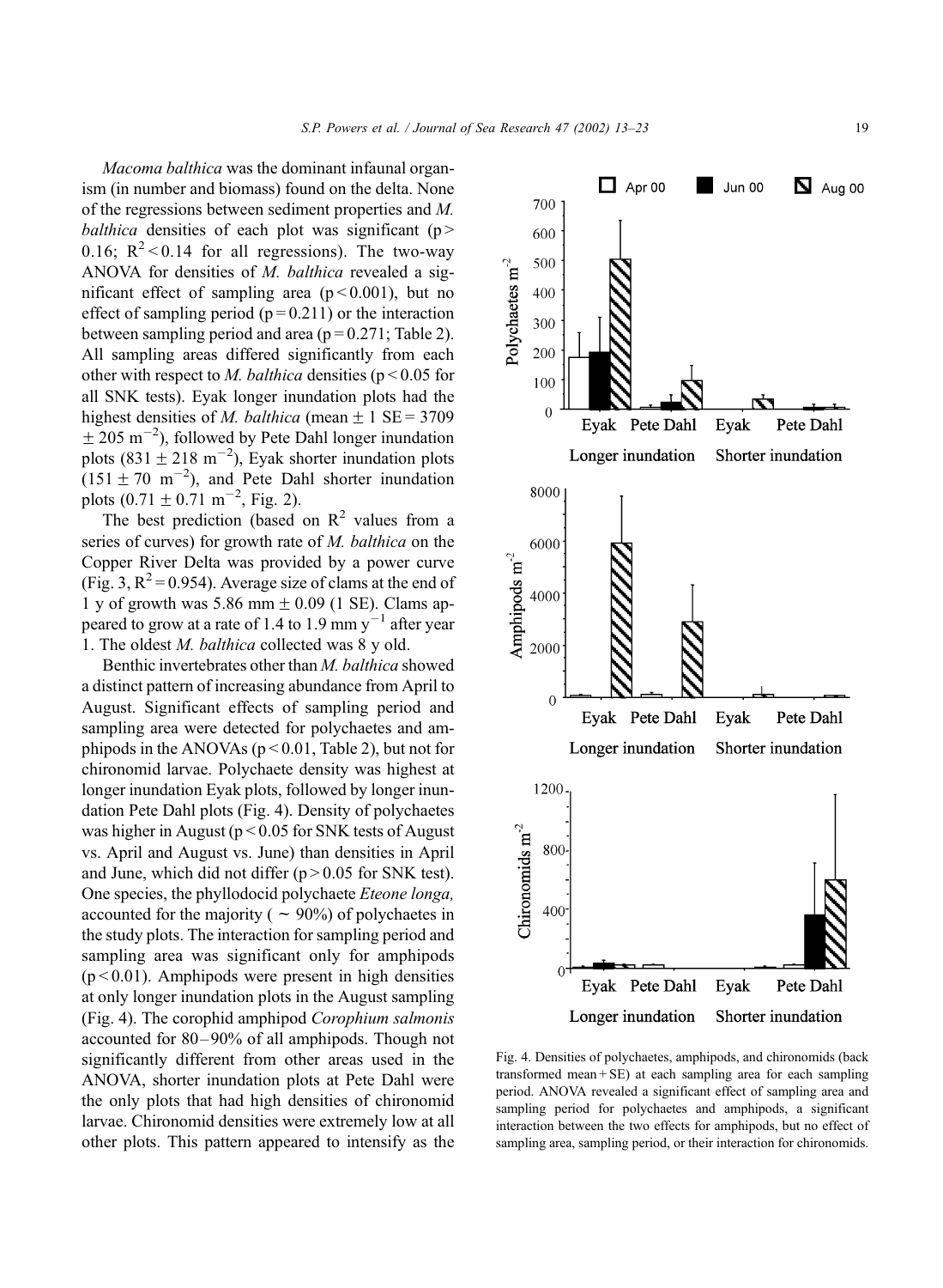*Macoma balthica* was the dominant infaunal organism (in number and biomass) found on the delta. None of the regressions between sediment properties and *M. balthica* densities of each plot was significant ($p > 0.16$; $R^2 < 0.14$ for all regressions). The two-way ANOVA for densities of *M. balthica* revealed a significant effect of sampling area ($p < 0.001$), but no effect of sampling period ($p = 0.211$) or the interaction between sampling period and area ($p = 0.271$; Table 2). All sampling areas differed significantly from each other with respect to *M. balthica* densities ($p < 0.05$ for all SNK tests). Eyak longer inundation plots had the highest densities of *M. balthica* (mean $\pm$ 1 SE = 3709 $\pm$ 205 $m^{-2}$), followed by Pete Dahl longer inundation plots (831 $\pm$ 218 $m^{-2}$), Eyak shorter inundation plots (151 $\pm$ 70 $m^{-2}$), and Pete Dahl shorter inundation plots (0.71 $\pm$ 0.71 $m^{-2}$, Fig. 2).

The best prediction (based on $R^2$ values from a series of curves) for growth rate of *M. balthica* on the Copper River Delta was provided by a power curve (Fig. 3, $R^2 = 0.954$). Average size of clams at the end of 1 y of growth was 5.86 mm $\pm$ 0.09 (1 SE). Clams appeared to grow at a rate of 1.4 to 1.9 mm $y^{-1}$ after year 1. The oldest *M. balthica* collected was 8 y old.

Benthic invertebrates other than *M. balthica* showed a distinct pattern of increasing abundance from April to August. Significant effects of sampling period and sampling area were detected for polychaetes and amphipods in the ANOVAs ($p < 0.01$, Table 2), but not for chironomid larvae. Polychaete density was highest at longer inundation Eyak plots, followed by longer inundation Pete Dahl plots (Fig. 4). Density of polychaetes was higher in August ($p < 0.05$ for SNK tests of August vs. April and August vs. June) than densities in April and June, which did not differ ($p > 0.05$ for SNK test). One species, the phyllodocid polychaete *Eteone longa,* accounted for the majority ( ~ 90%) of polychaetes in the study plots. The interaction for sampling period and sampling area was significant only for amphipods ($p < 0.01$). Amphipods were present in high densities at only longer inundation plots in the August sampling (Fig. 4). The corophid amphipod *Corophium salmonis* accounted for 80–90% of all amphipods. Though not significantly different from other areas used in the ANOVA, shorter inundation plots at Pete Dahl were the only plots that had high densities of chironomid larvae. Chironomid densities were extremely low at all other plots. This pattern appeared to intensify as the

Fig. 4. Densities of polychaetes, amphipods, and chironomids (back transformed mean + SE) at each sampling area for each sampling period. ANOVA revealed a significant effect of sampling area and sampling period for polychaetes and amphipods, a significant interaction between the two effects for amphipods, but no effect of sampling area, sampling period, or their interaction for chironomids.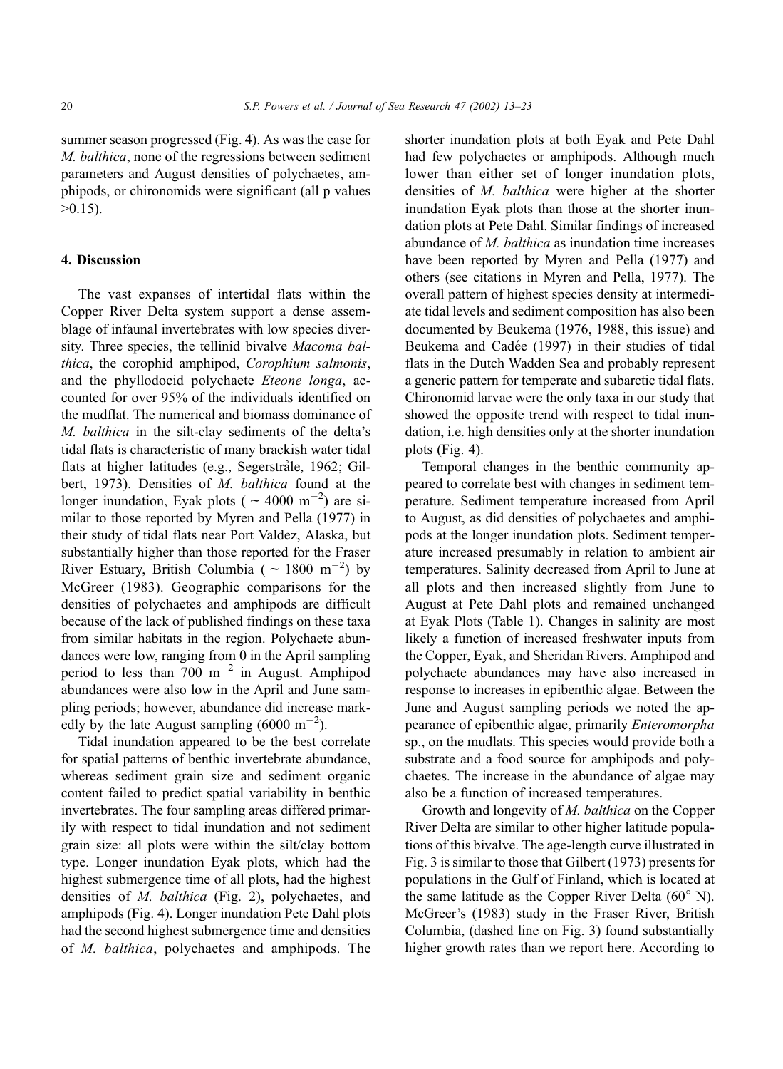summer season progressed (Fig. 4). As was the case for *M. balthica*, none of the regressions between sediment parameters and August densities of polychaetes, amphipods, or chironomids were significant (all p values >0.15).

## 4. Discussion

The vast expanses of intertidal flats within the Copper River Delta system support a dense assemblage of infaunal invertebrates with low species diversity. Three species, the tellinid bivalve *Macoma balthica*, the corophid amphipod, *Corophium salmonis*, and the phyllodocid polychaete *Eteone longa*, accounted for over 95% of the individuals identified on the mudflat. The numerical and biomass dominance of *M. balthica* in the silt-clay sediments of the delta's tidal flats is characteristic of many brackish water tidal flats at higher latitudes (e.g., Segerstråle, 1962; Gilbert, 1973). Densities of *M. balthica* found at the longer inundation, Eyak plots ( ~ 4000 $m^{-2}$) are similar to those reported by Myren and Pella (1977) in their study of tidal flats near Port Valdez, Alaska, but substantially higher than those reported for the Fraser River Estuary, British Columbia ( ~ 1800 $m^{-2}$) by McGreer (1983). Geographic comparisons for the densities of polychaetes and amphipods are difficult because of the lack of published findings on these taxa from similar habitats in the region. Polychaete abundances were low, ranging from 0 in the April sampling period to less than 700 $m^{-2}$ in August. Amphipod abundances were also low in the April and June sampling periods; however, abundance did increase markedly by the late August sampling (6000 $m^{-2}$).

Tidal inundation appeared to be the best correlate for spatial patterns of benthic invertebrate abundance, whereas sediment grain size and sediment organic content failed to predict spatial variability in benthic invertebrates. The four sampling areas differed primarily with respect to tidal inundation and not sediment grain size: all plots were within the silt/clay bottom type. Longer inundation Eyak plots, which had the highest submergence time of all plots, had the highest densities of *M. balthica* (Fig. 2), polychaetes, and amphipods (Fig. 4). Longer inundation Pete Dahl plots had the second highest submergence time and densities of *M. balthica*, polychaetes and amphipods. The shorter inundation plots at both Eyak and Pete Dahl had few polychaetes or amphipods. Although much lower than either set of longer inundation plots, densities of *M. balthica* were higher at the shorter inundation Eyak plots than those at the shorter inundation plots at Pete Dahl. Similar findings of increased abundance of *M. balthica* as inundation time increases have been reported by Myren and Pella (1977) and others (see citations in Myren and Pella, 1977). The overall pattern of highest species density at intermediate tidal levels and sediment composition has also been documented by Beukema (1976, 1988, this issue) and Beukema and Cadée (1997) in their studies of tidal flats in the Dutch Wadden Sea and probably represent a generic pattern for temperate and subarctic tidal flats. Chironomid larvae were the only taxa in our study that showed the opposite trend with respect to tidal inundation, i.e. high densities only at the shorter inundation plots (Fig. 4).

Temporal changes in the benthic community appeared to correlate best with changes in sediment temperature. Sediment temperature increased from April to August, as did densities of polychaetes and amphipods at the longer inundation plots. Sediment temperature increased presumably in relation to ambient air temperatures. Salinity decreased from April to June at all plots and then increased slightly from June to August at Pete Dahl plots and remained unchanged at Eyak Plots (Table 1). Changes in salinity are most likely a function of increased freshwater inputs from the Copper, Eyak, and Sheridan Rivers. Amphipod and polychaete abundances may have also increased in response to increases in epibenthic algae. Between the June and August sampling periods we noted the appearance of epibenthic algae, primarily *Enteromorpha* sp., on the mudlats. This species would provide both a substrate and a food source for amphipods and polychaetes. The increase in the abundance of algae may also be a function of increased temperatures.

Growth and longevity of *M. balthica* on the Copper River Delta are similar to other higher latitude populations of this bivalve. The age-length curve illustrated in Fig. 3 is similar to those that Gilbert (1973) presents for populations in the Gulf of Finland, which is located at the same latitude as the Copper River Delta (60° N). McGreer's (1983) study in the Fraser River, British Columbia, (dashed line on Fig. 3) found substantially higher growth rates than we report here. According to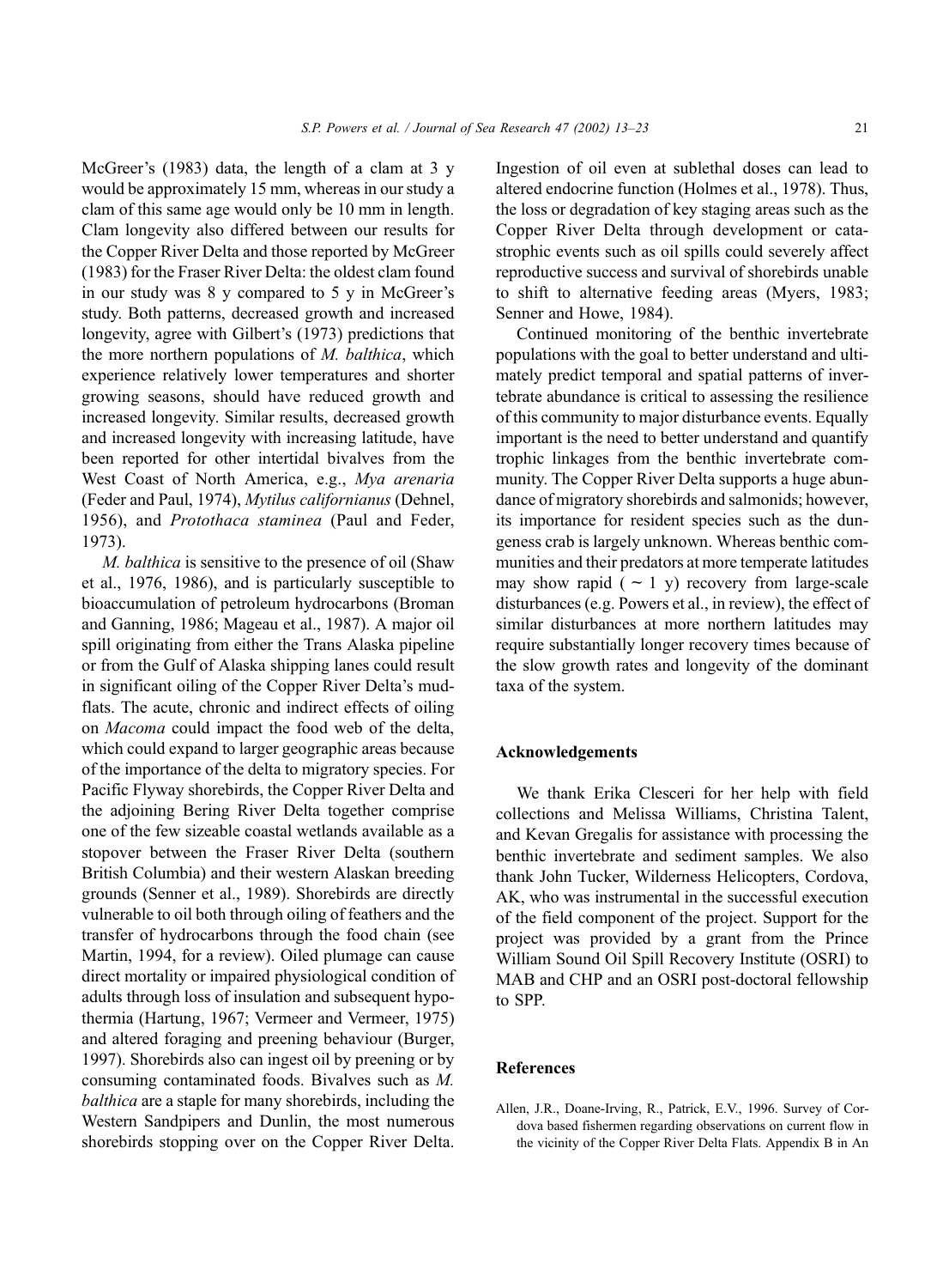McGreer's (1983) data, the length of a clam at 3 y would be approximately 15 mm, whereas in our study a clam of this same age would only be 10 mm in length. Clam longevity also differed between our results for the Copper River Delta and those reported by McGreer (1983) for the Fraser River Delta: the oldest clam found in our study was 8 y compared to 5 y in McGreer's study. Both patterns, decreased growth and increased longevity, agree with Gilbert's (1973) predictions that the more northern populations of *M. balthica*, which experience relatively lower temperatures and shorter growing seasons, should have reduced growth and increased longevity. Similar results, decreased growth and increased longevity with increasing latitude, have been reported for other intertidal bivalves from the West Coast of North America, e.g., *Mya arenaria* (Feder and Paul, 1974), *Mytilus californianus* (Dehnel, 1956), and *Protothaca staminea* (Paul and Feder, 1973).

*M. balthica* is sensitive to the presence of oil (Shaw et al., 1976, 1986), and is particularly susceptible to bioaccumulation of petroleum hydrocarbons (Broman and Ganning, 1986; Mageau et al., 1987). A major oil spill originating from either the Trans Alaska pipeline or from the Gulf of Alaska shipping lanes could result in significant oiling of the Copper River Delta's mudflats. The acute, chronic and indirect effects of oiling on *Macoma* could impact the food web of the delta, which could expand to larger geographic areas because of the importance of the delta to migratory species. For Pacific Flyway shorebirds, the Copper River Delta and the adjoining Bering River Delta together comprise one of the few sizeable coastal wetlands available as a stopover between the Fraser River Delta (southern British Columbia) and their western Alaskan breeding grounds (Senner et al., 1989). Shorebirds are directly vulnerable to oil both through oiling of feathers and the transfer of hydrocarbons through the food chain (see Martin, 1994, for a review). Oiled plumage can cause direct mortality or impaired physiological condition of adults through loss of insulation and subsequent hypothermia (Hartung, 1967; Vermeer and Vermeer, 1975) and altered foraging and preening behaviour (Burger, 1997). Shorebirds also can ingest oil by preening or by consuming contaminated foods. Bivalves such as *M. balthica* are a staple for many shorebirds, including the Western Sandpipers and Dunlin, the most numerous shorebirds stopping over on the Copper River Delta. Ingestion of oil even at sublethal doses can lead to altered endocrine function (Holmes et al., 1978). Thus, the loss or degradation of key staging areas such as the Copper River Delta through development or catastrophic events such as oil spills could severely affect reproductive success and survival of shorebirds unable to shift to alternative feeding areas (Myers, 1983; Senner and Howe, 1984).

Continued monitoring of the benthic invertebrate populations with the goal to better understand and ultimately predict temporal and spatial patterns of invertebrate abundance is critical to assessing the resilience of this community to major disturbance events. Equally important is the need to better understand and quantify trophic linkages from the benthic invertebrate community. The Copper River Delta supports a huge abundance of migratory shorebirds and salmonids; however, its importance for resident species such as the dungeness crab is largely unknown. Whereas benthic communities and their predators at more temperate latitudes may show rapid ($\sim 1$ y) recovery from large-scale disturbances (e.g. Powers et al., in review), the effect of similar disturbances at more northern latitudes may require substantially longer recovery times because of the slow growth rates and longevity of the dominant taxa of the system.

## Acknowledgements

We thank Erika Clesceri for her help with field collections and Melissa Williams, Christina Talent, and Kevan Gregalis for assistance with processing the benthic invertebrate and sediment samples. We also thank John Tucker, Wilderness Helicopters, Cordova, AK, who was instrumental in the successful execution of the field component of the project. Support for the project was provided by a grant from the Prince William Sound Oil Spill Recovery Institute (OSRI) to MAB and CHP and an OSRI post-doctoral fellowship to SPP.

## References

Allen, J.R., Doane-Irving, R., Patrick, E.V., 1996. Survey of Cordova based fishermen regarding observations on current flow in the vicinity of the Copper River Delta Flats. Appendix B in An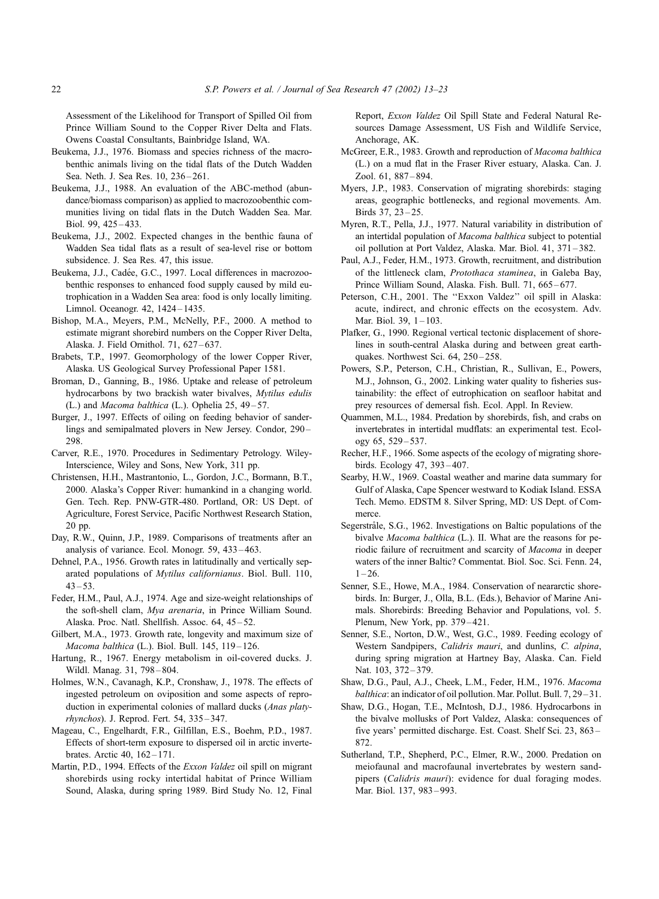Assessment of the Likelihood for Transport of Spilled Oil from Prince William Sound to the Copper River Delta and Flats. Owens Coastal Consultants, Bainbridge Island, WA.

Beukema, J.J., 1976. Biomass and species richness of the macrobenthic animals living on the tidal flats of the Dutch Wadden Sea. Neth. J. Sea Res. 10, 236–261.

Beukema, J.J., 1988. An evaluation of the ABC-method (abundance/biomass comparison) as applied to macrozoobenthic communities living on tidal flats in the Dutch Wadden Sea. Mar. Biol. 99, 425–433.

Beukema, J.J., 2002. Expected changes in the benthic fauna of Wadden Sea tidal flats as a result of sea-level rise or bottom subsidence. J. Sea Res. 47, this issue.

Beukema, J.J., Cadée, G.C., 1997. Local differences in macrozoobenthic responses to enhanced food supply caused by mild eutrophication in a Wadden Sea area: food is only locally limiting. Limnol. Oceanogr. 42, 1424–1435.

Bishop, M.A., Meyers, P.M., McNelly, P.F., 2000. A method to estimate migrant shorebird numbers on the Copper River Delta, Alaska. J. Field Ornithol. 71, 627–637.

Brabets, T.P., 1997. Geomorphology of the lower Copper River, Alaska. US Geological Survey Professional Paper 1581.

Broman, D., Ganning, B., 1986. Uptake and release of petroleum hydrocarbons by two brackish water bivalves, *Mytilus edulis* (L.) and *Macoma balthica* (L.). Ophelia 25, 49–57.

Burger, J., 1997. Effects of oiling on feeding behavior of sanderlings and semipalmated plovers in New Jersey. Condor, 290–298.

Carver, R.E., 1970. Procedures in Sedimentary Petrology. Wiley-Interscience, Wiley and Sons, New York, 311 pp.

Christensen, H.H., Mastrantonio, L., Gordon, J.C., Bormann, B.T., 2000. Alaska's Copper River: humankind in a changing world. Gen. Tech. Rep. PNW-GTR-480. Portland, OR: US Dept. of Agriculture, Forest Service, Pacific Northwest Research Station, 20 pp.

Day, R.W., Quinn, J.P., 1989. Comparisons of treatments after an analysis of variance. Ecol. Monogr. 59, 433–463.

Dehnel, P.A., 1956. Growth rates in latitudinally and vertically separated populations of *Mytilus californianus*. Biol. Bull. 110, 43–53.

Feder, H.M., Paul, A.J., 1974. Age and size-weight relationships of the soft-shell clam, *Mya arenaria*, in Prince William Sound. Alaska. Proc. Natl. Shellfish. Assoc. 64, 45–52.

Gilbert, M.A., 1973. Growth rate, longevity and maximum size of *Macoma balthica* (L.). Biol. Bull. 145, 119–126.

Hartung, R., 1967. Energy metabolism in oil-covered ducks. J. Wildl. Manag. 31, 798–804.

Holmes, W.N., Cavanagh, K.P., Cronshaw, J., 1978. The effects of ingested petroleum on oviposition and some aspects of reproduction in experimental colonies of mallard ducks (*Anas platyrhynchos*). J. Reprod. Fert. 54, 335–347.

Mageau, C., Engelhardt, F.R., Gilfillan, E.S., Boehm, P.D., 1987. Effects of short-term exposure to dispersed oil in arctic invertebrates. Arctic 40, 162–171.

Martin, P.D., 1994. Effects of the *Exxon Valdez* oil spill on migrant shorebirds using rocky intertidal habitat of Prince William Sound, Alaska, during spring 1989. Bird Study No. 12, Final Report, *Exxon Valdez* Oil Spill State and Federal Natural Resources Damage Assessment, US Fish and Wildlife Service, Anchorage, AK.

McGreer, E.R., 1983. Growth and reproduction of *Macoma balthica* (L.) on a mud flat in the Fraser River estuary, Alaska. Can. J. Zool. 61, 887–894.

Myers, J.P., 1983. Conservation of migrating shorebirds: staging areas, geographic bottlenecks, and regional movements. Am. Birds 37, 23–25.

Myren, R.T., Pella, J.J., 1977. Natural variability in distribution of an intertidal population of *Macoma balthica* subject to potential oil pollution at Port Valdez, Alaska. Mar. Biol. 41, 371–382.

Paul, A.J., Feder, H.M., 1973. Growth, recruitment, and distribution of the littleneck clam, *Protothaca staminea*, in Galeba Bay, Prince William Sound, Alaska. Fish. Bull. 71, 665–677.

Peterson, C.H., 2001. The ''Exxon Valdez'' oil spill in Alaska: acute, indirect, and chronic effects on the ecosystem. Adv. Mar. Biol. 39, 1–103.

Plafker, G., 1990. Regional vertical tectonic displacement of shorelines in south-central Alaska during and between great earthquakes. Northwest Sci. 64, 250–258.

Powers, S.P., Peterson, C.H., Christian, R., Sullivan, E., Powers, M.J., Johnson, G., 2002. Linking water quality to fisheries sustainability: the effect of eutrophication on seafloor habitat and prey resources of demersal fish. Ecol. Appl. In Review.

Quammen, M.L., 1984. Predation by shorebirds, fish, and crabs on invertebrates in intertidal mudflats: an experimental test. Ecology 65, 529–537.

Recher, H.F., 1966. Some aspects of the ecology of migrating shorebirds. Ecology 47, 393–407.

Searby, H.W., 1969. Coastal weather and marine data summary for Gulf of Alaska, Cape Spencer westward to Kodiak Island. ESSA Tech. Memo. EDSTM 8. Silver Spring, MD: US Dept. of Commerce.

Segerstråle, S.G., 1962. Investigations on Baltic populations of the bivalve *Macoma balthica* (L.). II. What are the reasons for periodic failure of recruitment and scarcity of *Macoma* in deeper waters of the inner Baltic? Commentat. Biol. Soc. Sci. Fenn. 24, 1–26.

Senner, S.E., Howe, M.A., 1984. Conservation of neararctic shorebirds. In: Burger, J., Olla, B.L. (Eds.), Behavior of Marine Animals. Shorebirds: Breeding Behavior and Populations, vol. 5. Plenum, New York, pp. 379–421.

Senner, S.E., Norton, D.W., West, G.C., 1989. Feeding ecology of Western Sandpipers, *Calidris mauri*, and dunlins, *C. alpina*, during spring migration at Hartney Bay, Alaska. Can. Field Nat. 103, 372–379.

Shaw, D.G., Paul, A.J., Cheek, L.M., Feder, H.M., 1976. *Macoma balthica*: an indicator of oil pollution. Mar. Pollut. Bull. 7, 29–31.

Shaw, D.G., Hogan, T.E., McIntosh, D.J., 1986. Hydrocarbons in the bivalve mollusks of Port Valdez, Alaska: consequences of five years' permitted discharge. Est. Coast. Shelf Sci. 23, 863–872.

Sutherland, T.P., Shepherd, P.C., Elmer, R.W., 2000. Predation on meiofaunal and macrofaunal invertebrates by western sandpipers (*Calidris mauri*): evidence for dual foraging modes. Mar. Biol. 137, 983–993.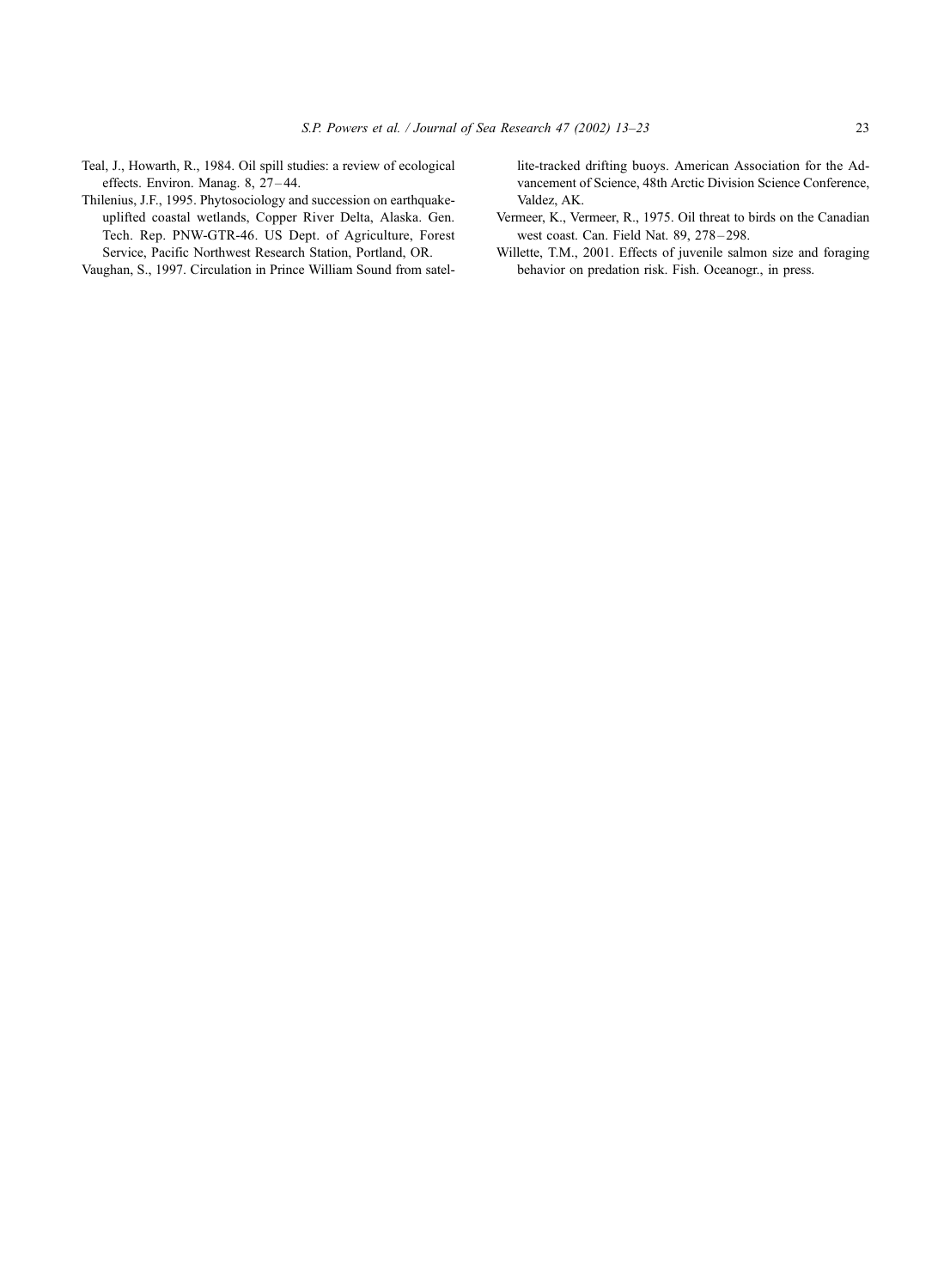Teal, J., Howarth, R., 1984. Oil spill studies: a review of ecological effects. Environ. Manag. 8, 27–44.

Thilenius, J.F., 1995. Phytosociology and succession on earthquake-uplifted coastal wetlands, Copper River Delta, Alaska. Gen. Tech. Rep. PNW-GTR-46. US Dept. of Agriculture, Forest Service, Pacific Northwest Research Station, Portland, OR.

Vaughan, S., 1997. Circulation in Prince William Sound from satellite-tracked drifting buoys. American Association for the Advancement of Science, 48th Arctic Division Science Conference, Valdez, AK.

Vermeer, K., Vermeer, R., 1975. Oil threat to birds on the Canadian west coast. Can. Field Nat. 89, 278–298.

Willette, T.M., 2001. Effects of juvenile salmon size and foraging behavior on predation risk. Fish. Oceanogr., in press.